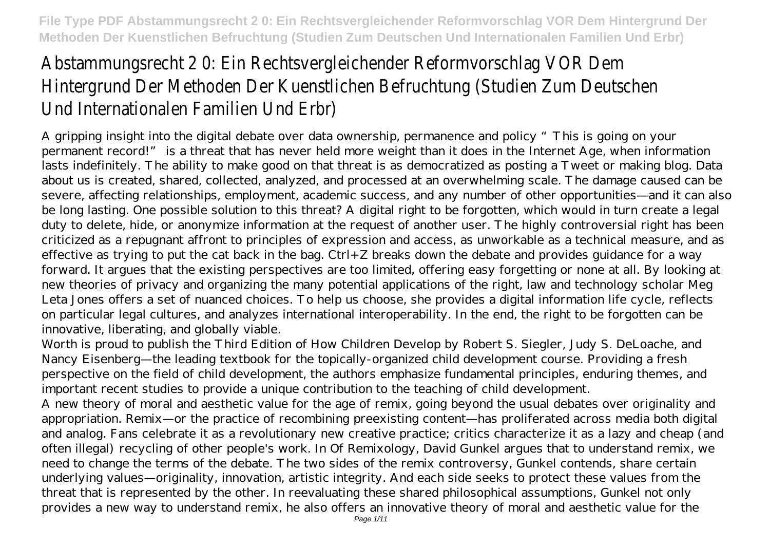# Abstammungsrecht 2 0: Ein Rechtsvergleichender Reformvorschlag VOR Dem Hintergrund Der Methoden Der Kuenstlichen Befruchtung (Studien Zum Deutschen Und Internationalen Familien Und Erbr)

A gripping insight into the digital debate over data ownership, permanence and policy "This is going on your permanent record!" is a threat that has never held more weight than it does in the Internet Age, when information lasts indefinitely. The ability to make good on that threat is as democratized as posting a Tweet or making blog. Data about us is created, shared, collected, analyzed, and processed at an overwhelming scale. The damage caused can be severe, affecting relationships, employment, academic success, and any number of other opportunities—and it can also be long lasting. One possible solution to this threat? A digital right to be forgotten, which would in turn create a legal duty to delete, hide, or anonymize information at the request of another user. The highly controversial right has been criticized as a repugnant affront to principles of expression and access, as unworkable as a technical measure, and as effective as trying to put the cat back in the bag. Ctrl+Z breaks down the debate and provides guidance for a way forward. It argues that the existing perspectives are too limited, offering easy forgetting or none at all. By looking at new theories of privacy and organizing the many potential applications of the right, law and technology scholar Meg Leta Jones offers a set of nuanced choices. To help us choose, she provides a digital information life cycle, reflects on particular legal cultures, and analyzes international interoperability. In the end, the right to be forgotten can be innovative, liberating, and globally viable.

Worth is proud to publish the Third Edition of How Children Develop by Robert S. Siegler, Judy S. DeLoache, and Nancy Eisenberg—the leading textbook for the topically-organized child development course. Providing a fresh perspective on the field of child development, the authors emphasize fundamental principles, enduring themes, and important recent studies to provide a unique contribution to the teaching of child development.

A new theory of moral and aesthetic value for the age of remix, going beyond the usual debates over originality and appropriation. Remix—or the practice of recombining preexisting content—has proliferated across media both digital and analog. Fans celebrate it as a revolutionary new creative practice; critics characterize it as a lazy and cheap (and often illegal) recycling of other people's work. In Of Remixology, David Gunkel argues that to understand remix, we need to change the terms of the debate. The two sides of the remix controversy, Gunkel contends, share certain underlying values—originality, innovation, artistic integrity. And each side seeks to protect these values from the threat that is represented by the other. In reevaluating these shared philosophical assumptions, Gunkel not only provides a new way to understand remix, he also offers an innovative theory of moral and aesthetic value for the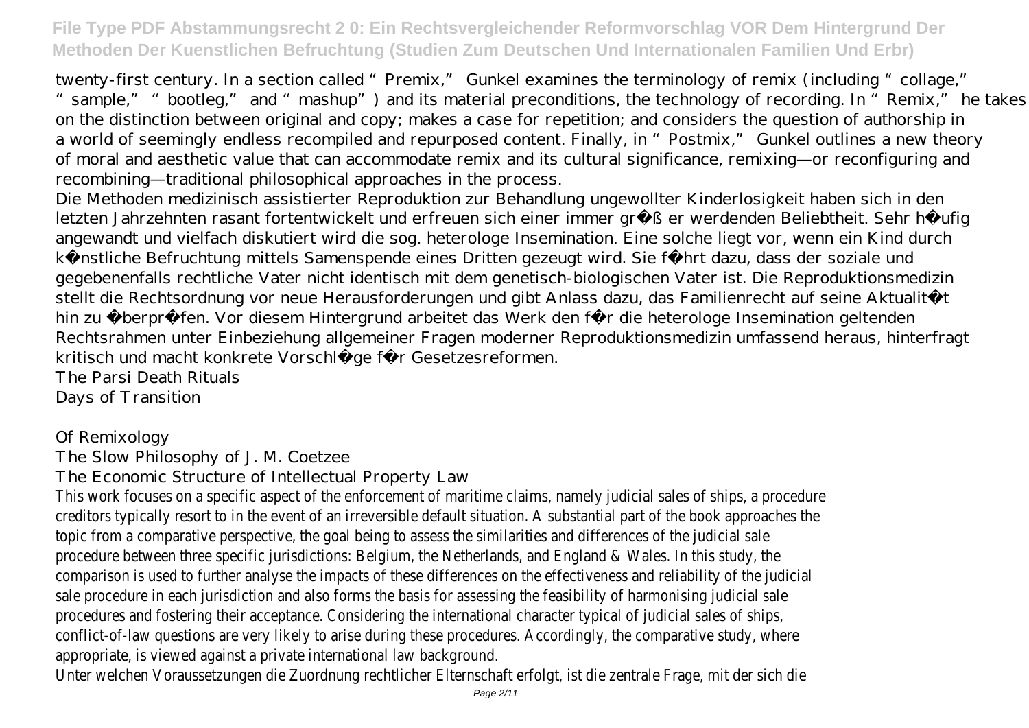twenty-first century. In a section called "Premix," Gunkel examines the terminology of remix (including "collage," "sample," "bootleg," and "mashup") and its material preconditions, the technology of recording. In "Remix," he takes on the distinction between original and copy; makes a case for repetition; and considers the question of authorship in a world of seemingly endless recompiled and repurposed content. Finally, in "Postmix," Gunkel outlines a new theory of moral and aesthetic value that can accommodate remix and its cultural significance, remixing—or reconfiguring and recombining—traditional philosophical approaches in the process.

Die Methoden medizinisch assistierter Reproduktion zur Behandlung ungewollter Kinderlosigkeit haben sich in den letzten Jahrzehnten rasant fortentwickelt und erfreuen sich einer immer größer werdenden Beliebtheit. Sehr häufig angewandt und vielfach diskutiert wird die sog. heterologe Insemination. Eine solche liegt vor, wenn ein Kind durch künstliche Befruchtung mittels Samenspende eines Dritten gezeugt wird. Sie führt dazu, dass der soziale und gegebenenfalls rechtliche Vater nicht identisch mit dem genetisch-biologischen Vater ist. Die Reproduktionsmedizin stellt die Rechtsordnung vor neue Herausforderungen und gibt Anlass dazu, das Familienrecht auf seine Aktualität hin zu überprüfen. Vor diesem Hintergrund arbeitet das Werk den für die heterologe Insemination geltenden Rechtsrahmen unter Einbeziehung allgemeiner Fragen moderner Reproduktionsmedizin umfassend heraus, hinterfragt kritisch und macht konkrete Vorschläge für Gesetzesreformen.

The Parsi Death Rituals

Days of Transition

Of Remixology

The Slow Philosophy of J. M. Coetzee

The Economic Structure of Intellectual Property Law

This work focuses on a specific aspect of the enforcement of maritime claims, namely judicial sales of ships, a procedure creditors typically resort to in the event of an irreversible default situation. A substantial part of the book approaches the topic from a comparative perspective, the goal being to assess the similarities and differences of the judicial sale procedure between three specific jurisdictions: Belgium, the Netherlands, and England & Wales. In this study, the comparison is used to further analyse the impacts of these differences on the effectiveness and reliability of the judicial sale procedure in each jurisdiction and also forms the basis for assessing the feasibility of harmonising judicial sale procedures and fostering their acceptance. Considering the international character typical of judicial sales of ships, conflict-of-law questions are very likely to arise during these procedures. Accordingly, the comparative study, where appropriate, is viewed against a private international law background.

Unter welchen Voraussetzungen die Zuordnung rechtlicher Elternschaft erfolgt, ist die zentrale Frage, mit der sich die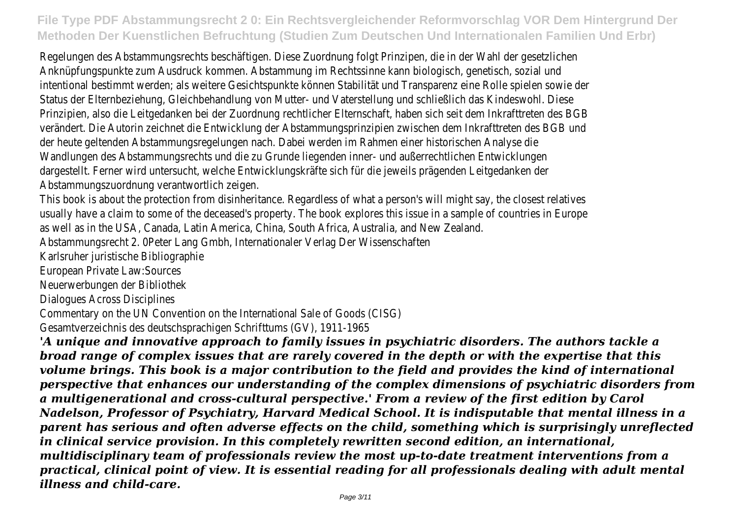Regelungen des Abstammungsrechts beschäftigen. Diese Zuordnung folgt Prinzipen, die in der Wahl der gesetzlichen Anknüpfungspunkte zum Ausdruck kommen. Abstammung im Rechtssinne kann biologisch, genetisch, sozial und intentional bestimmt werden; als weitere Gesichtspunkte können Stabilität und Transparenz eine Rolle spielen sowie der Status der Elternbeziehung, Gleichbehandlung von Mutter- und Vaterstellung und schließlich das Kindeswohl. Diese Prinzipien, also die Leitgedanken bei der Zuordnung rechtlicher Elternschaft, haben sich seit dem Inkrafttreten des BGB verändert. Die Autorin zeichnet die Entwicklung der Abstammungsprinzipien zwischen dem Inkrafttreten des BGB und der heute geltenden Abstammungsregelungen nach. Dabei werden im Rahmen einer historischen Analyse die Wandlungen des Abstammungsrechts und die zu Grunde liegenden inner- und außerrechtlichen Entwicklungen dargestellt. Ferner wird untersucht, welche Entwicklungskräfte sich für die jeweils prägenden Leitgedanken der Abstammungszuordnung verantwortlich zeigen.

This book is about the protection from disinheritance. Regardless of what a person's will might say, the closest relatives usually have a claim to some of the deceased's property. The book explores this issue in a sample of countries in Europe as well as in the USA, Canada, Latin America, China, South Africa, Australia, and New Zealand.

Abstammungsrecht 2. 0Peter Lang Gmbh, Internationaler Verlag Der Wissenschaften

Karlsruher juristische Bibliographie

European Private Law:Sources

Neuerwerbungen der Bibliothek

Dialogues Across Disciplines

Commentary on the UN Convention on the International Sale of Goods (CISG)

Gesamtverzeichnis des deutschsprachigen Schrifttums (GV), 1911-1965

***'A unique and innovative approach to family issues in psychiatric disorders. The authors tackle a broad range of complex issues that are rarely covered in the depth or with the expertise that this volume brings. This book is a major contribution to the field and provides the kind of international perspective that enhances our understanding of the complex dimensions of psychiatric disorders from a multigenerational and cross-cultural perspective.' From a review of the first edition by Carol Nadelson, Professor of Psychiatry, Harvard Medical School. It is indisputable that mental illness in a parent has serious and often adverse effects on the child, something which is surprisingly unreflected in clinical service provision. In this completely rewritten second edition, an international, multidisciplinary team of professionals review the most up-to-date treatment interventions from a practical, clinical point of view. It is essential reading for all professionals dealing with adult mental illness and child-care.***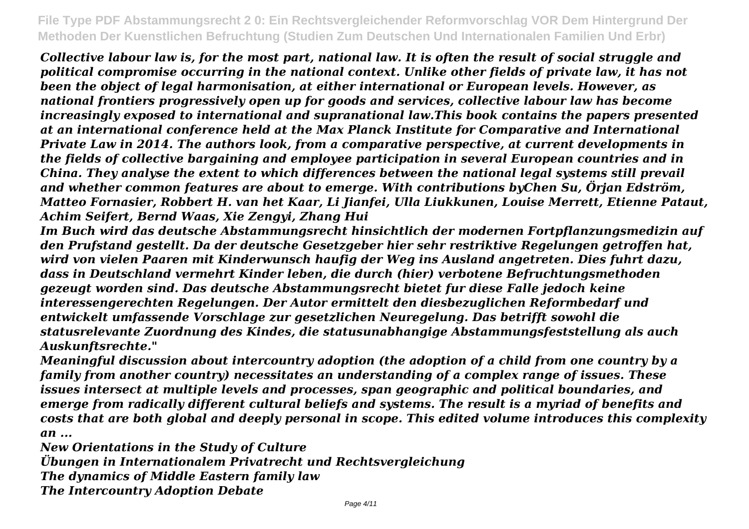*Collective labour law is, for the most part, national law. It is often the result of social struggle and political compromise occurring in the national context. Unlike other fields of private law, it has not been the object of legal harmonisation, at either international or European levels. However, as national frontiers progressively open up for goods and services, collective labour law has become increasingly exposed to international and supranational law.This book contains the papers presented at an international conference held at the Max Planck Institute for Comparative and International Private Law in 2014. The authors look, from a comparative perspective, at current developments in the fields of collective bargaining and employee participation in several European countries and in China. They analyse the extent to which differences between the national legal systems still prevail and whether common features are about to emerge. With contributions byChen Su, Örjan Edström, Matteo Fornasier, Robbert H. van het Kaar, Li Jianfei, Ulla Liukkunen, Louise Merrett, Etienne Pataut, Achim Seifert, Bernd Waas, Xie Zengyi, Zhang Hui*

*Im Buch wird das deutsche Abstammungsrecht hinsichtlich der modernen Fortpflanzungsmedizin auf den Prufstand gestellt. Da der deutsche Gesetzgeber hier sehr restriktive Regelungen getroffen hat, wird von vielen Paaren mit Kinderwunsch haufig der Weg ins Ausland angetreten. Dies fuhrt dazu, dass in Deutschland vermehrt Kinder leben, die durch (hier) verbotene Befruchtungsmethoden gezeugt worden sind. Das deutsche Abstammungsrecht bietet fur diese Falle jedoch keine interessengerechten Regelungen. Der Autor ermittelt den diesbezuglichen Reformbedarf und entwickelt umfassende Vorschlage zur gesetzlichen Neuregelung. Das betrifft sowohl die statusrelevante Zuordnung des Kindes, die statusunabhangige Abstammungsfeststellung als auch Auskunftsrechte."*

*Meaningful discussion about intercountry adoption (the adoption of a child from one country by a family from another country) necessitates an understanding of a complex range of issues. These issues intersect at multiple levels and processes, span geographic and political boundaries, and emerge from radically different cultural beliefs and systems. The result is a myriad of benefits and costs that are both global and deeply personal in scope. This edited volume introduces this complexity an ...*

*New Orientations in the Study of Culture*
*Übungen in Internationalem Privatrecht und Rechtsvergleichung*
*The dynamics of Middle Eastern family law*
*The Intercountry Adoption Debate*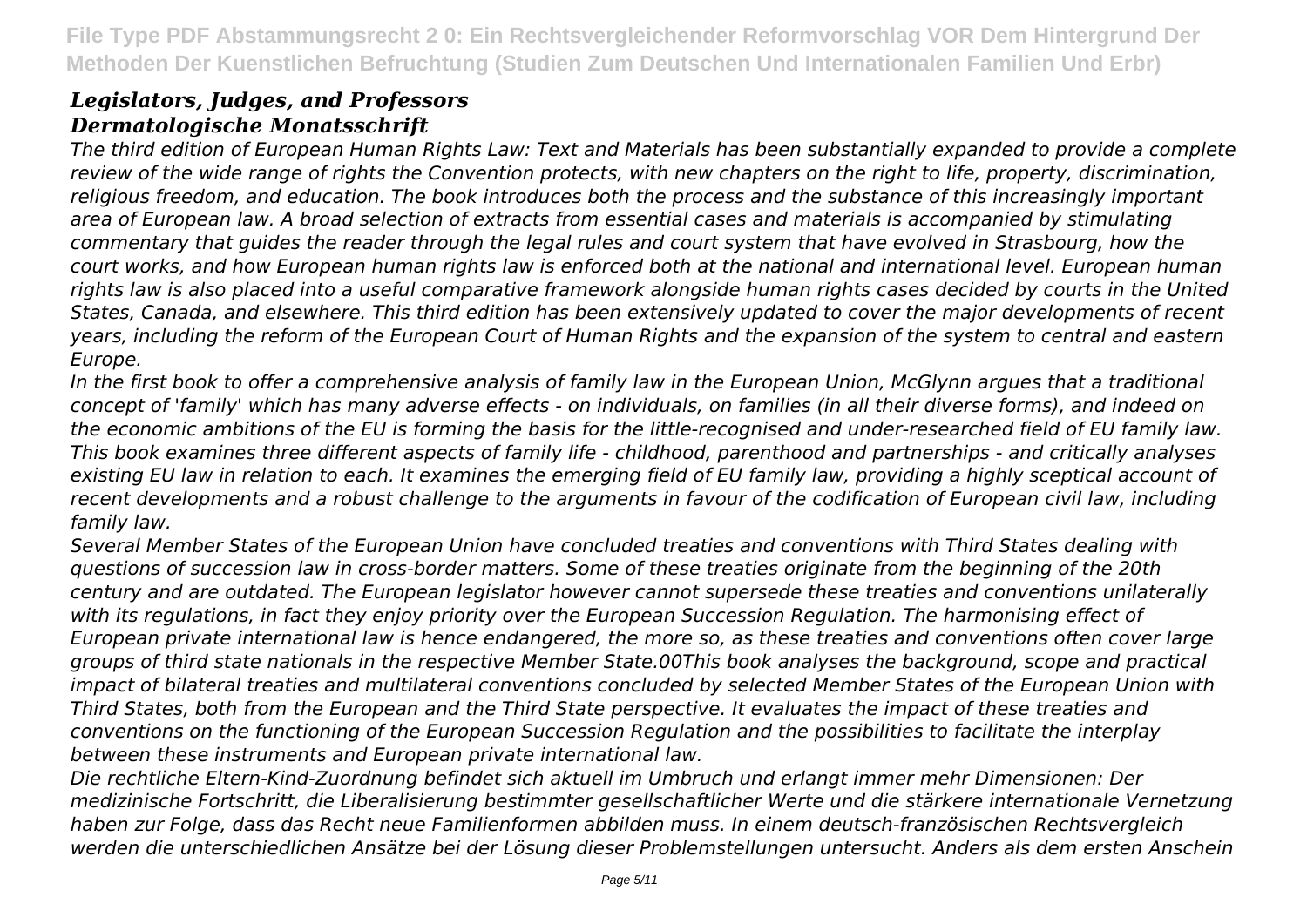### *Legislators, Judges, and Professors*
### *Dermatologische Monatsschrift*

*The third edition of European Human Rights Law: Text and Materials has been substantially expanded to provide a complete review of the wide range of rights the Convention protects, with new chapters on the right to life, property, discrimination, religious freedom, and education. The book introduces both the process and the substance of this increasingly important area of European law. A broad selection of extracts from essential cases and materials is accompanied by stimulating commentary that guides the reader through the legal rules and court system that have evolved in Strasbourg, how the court works, and how European human rights law is enforced both at the national and international level. European human rights law is also placed into a useful comparative framework alongside human rights cases decided by courts in the United States, Canada, and elsewhere. This third edition has been extensively updated to cover the major developments of recent years, including the reform of the European Court of Human Rights and the expansion of the system to central and eastern Europe.*

*In the first book to offer a comprehensive analysis of family law in the European Union, McGlynn argues that a traditional concept of 'family' which has many adverse effects - on individuals, on families (in all their diverse forms), and indeed on the economic ambitions of the EU is forming the basis for the little-recognised and under-researched field of EU family law. This book examines three different aspects of family life - childhood, parenthood and partnerships - and critically analyses existing EU law in relation to each. It examines the emerging field of EU family law, providing a highly sceptical account of recent developments and a robust challenge to the arguments in favour of the codification of European civil law, including family law.*

*Several Member States of the European Union have concluded treaties and conventions with Third States dealing with questions of succession law in cross-border matters. Some of these treaties originate from the beginning of the 20th century and are outdated. The European legislator however cannot supersede these treaties and conventions unilaterally with its regulations, in fact they enjoy priority over the European Succession Regulation. The harmonising effect of European private international law is hence endangered, the more so, as these treaties and conventions often cover large groups of third state nationals in the respective Member State.00This book analyses the background, scope and practical impact of bilateral treaties and multilateral conventions concluded by selected Member States of the European Union with Third States, both from the European and the Third State perspective. It evaluates the impact of these treaties and conventions on the functioning of the European Succession Regulation and the possibilities to facilitate the interplay between these instruments and European private international law.*

*Die rechtliche Eltern-Kind-Zuordnung befindet sich aktuell im Umbruch und erlangt immer mehr Dimensionen: Der medizinische Fortschritt, die Liberalisierung bestimmter gesellschaftlicher Werte und die stärkere internationale Vernetzung haben zur Folge, dass das Recht neue Familienformen abbilden muss. In einem deutsch-französischen Rechtsvergleich werden die unterschiedlichen Ansätze bei der Lösung dieser Problemstellungen untersucht. Anders als dem ersten Anschein*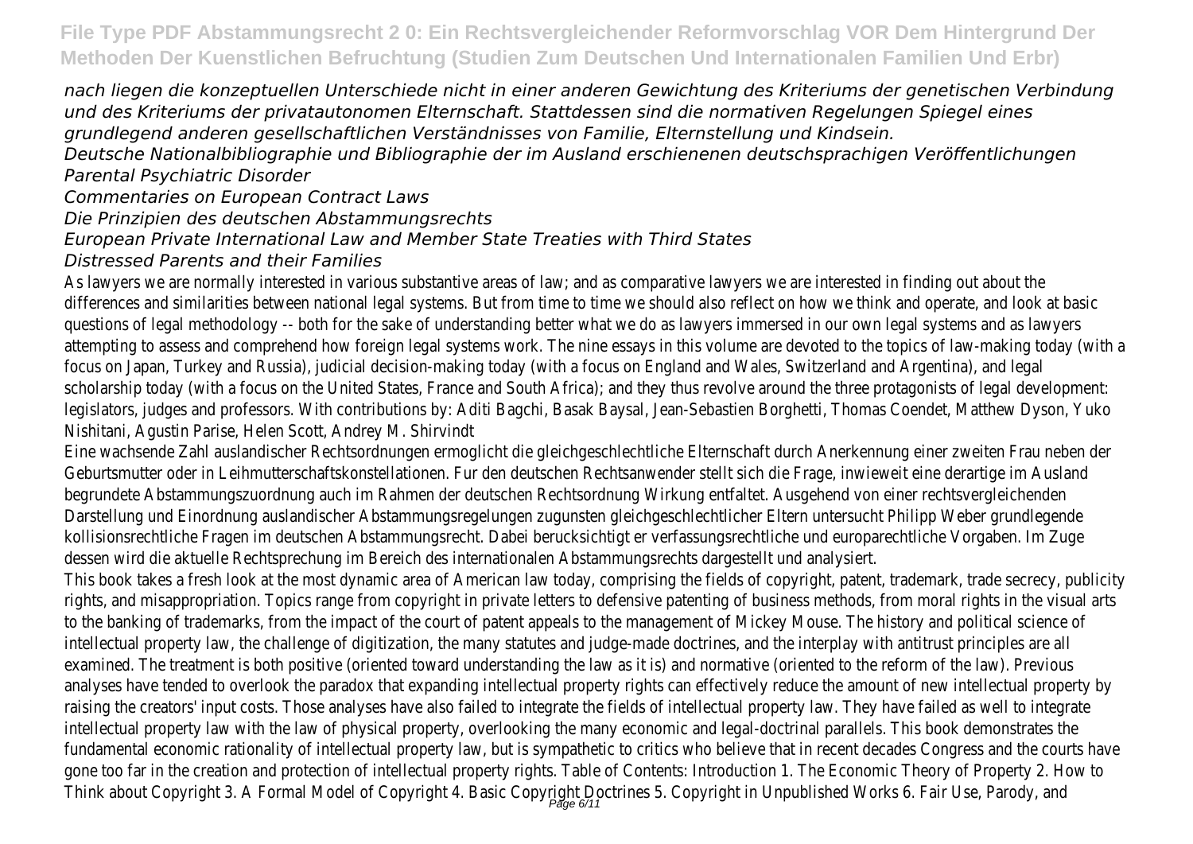*nach liegen die konzeptuellen Unterschiede nicht in einer anderen Gewichtung des Kriteriums der genetischen Verbindung und des Kriteriums der privatautonomen Elternschaft. Stattdessen sind die normativen Regelungen Spiegel eines grundlegend anderen gesellschaftlichen Verständnisses von Familie, Elternstellung und Kindsein.*

*Deutsche Nationalbibliographie und Bibliographie der im Ausland erschienenen deutschsprachigen Veröffentlichungen*

*Parental Psychiatric Disorder*

*Commentaries on European Contract Laws*

*Die Prinzipien des deutschen Abstammungsrechts*

*European Private International Law and Member State Treaties with Third States*

*Distressed Parents and their Families*

As lawyers we are normally interested in various substantive areas of law; and as comparative lawyers we are interested in finding out about the differences and similarities between national legal systems. But from time to time we should also reflect on how we think and operate, and look at basic questions of legal methodology -- both for the sake of understanding better what we do as lawyers immersed in our own legal systems and as lawyers attempting to assess and comprehend how foreign legal systems work. The nine essays in this volume are devoted to the topics of law-making today (with a focus on Japan, Turkey and Russia), judicial decision-making today (with a focus on England and Wales, Switzerland and Argentina), and legal scholarship today (with a focus on the United States, France and South Africa); and they thus revolve around the three protagonists of legal development: legislators, judges and professors. With contributions by: Aditi Bagchi, Basak Baysal, Jean-Sebastien Borghetti, Thomas Coendet, Matthew Dyson, Yuko Nishitani, Agustin Parise, Helen Scott, Andrey M. Shirvindt

Eine wachsende Zahl auslandischer Rechtsordnungen ermoglicht die gleichgeschlechtliche Elternschaft durch Anerkennung einer zweiten Frau neben der Geburtsmutter oder in Leihmutterschaftskonstellationen. Fur den deutschen Rechtsanwender stellt sich die Frage, inwieweit eine derartige im Ausland begrundete Abstammungszuordnung auch im Rahmen der deutschen Rechtsordnung Wirkung entfaltet. Ausgehend von einer rechtsvergleichenden Darstellung und Einordnung auslandischer Abstammungsregelungen zugunsten gleichgeschlechtlicher Eltern untersucht Philipp Weber grundlegende kollisionsrechtliche Fragen im deutschen Abstammungsrecht. Dabei berucksichtigt er verfassungsrechtliche und europarechtliche Vorgaben. Im Zuge dessen wird die aktuelle Rechtsprechung im Bereich des internationalen Abstammungsrechts dargestellt und analysiert.

This book takes a fresh look at the most dynamic area of American law today, comprising the fields of copyright, patent, trademark, trade secrecy, publicity rights, and misappropriation. Topics range from copyright in private letters to defensive patenting of business methods, from moral rights in the visual arts to the banking of trademarks, from the impact of the court of patent appeals to the management of Mickey Mouse. The history and political science of intellectual property law, the challenge of digitization, the many statutes and judge-made doctrines, and the interplay with antitrust principles are all examined. The treatment is both positive (oriented toward understanding the law as it is) and normative (oriented to the reform of the law). Previous analyses have tended to overlook the paradox that expanding intellectual property rights can effectively reduce the amount of new intellectual property by raising the creators' input costs. Those analyses have also failed to integrate the fields of intellectual property law. They have failed as well to integrate intellectual property law with the law of physical property, overlooking the many economic and legal-doctrinal parallels. This book demonstrates the fundamental economic rationality of intellectual property law, but is sympathetic to critics who believe that in recent decades Congress and the courts have gone too far in the creation and protection of intellectual property rights. Table of Contents: Introduction 1. The Economic Theory of Property 2. How to Think about Copyright 3. A Formal Model of Copyright 4. Basic Copyright Doctrines 5. Copyright in Unpublished Works 6. Fair Use, Parody, and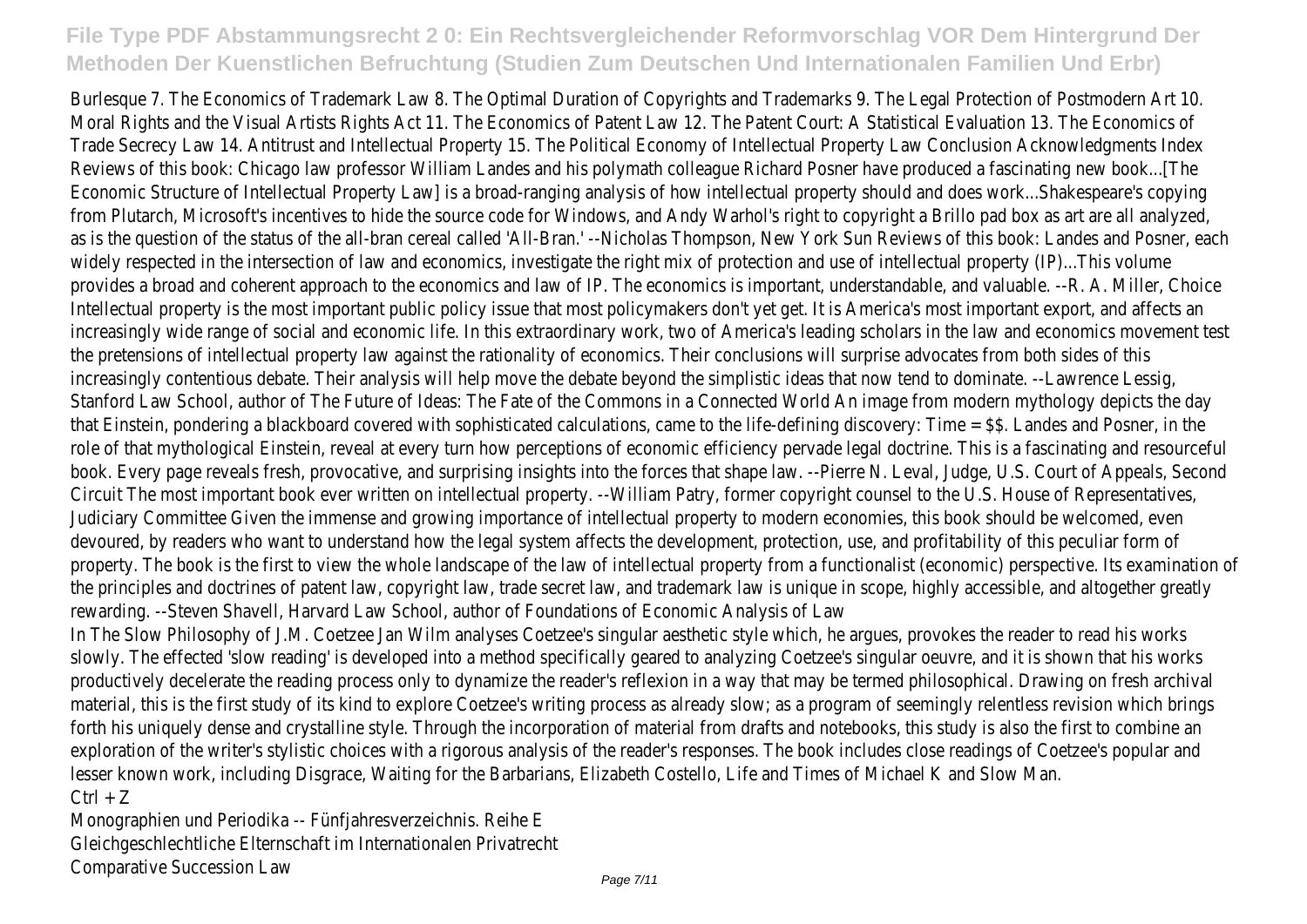Burlesque 7. The Economics of Trademark Law 8. The Optimal Duration of Copyrights and Trademarks 9. The Legal Protection of Postmodern Art 10. Moral Rights and the Visual Artists Rights Act 11. The Economics of Patent Law 12. The Patent Court: A Statistical Evaluation 13. The Economics of Trade Secrecy Law 14. Antitrust and Intellectual Property 15. The Political Economy of Intellectual Property Law Conclusion Acknowledgments Index Reviews of this book: Chicago law professor William Landes and his polymath colleague Richard Posner have produced a fascinating new book...[The Economic Structure of Intellectual Property Law] is a broad-ranging analysis of how intellectual property should and does work...Shakespeare's copying from Plutarch, Microsoft's incentives to hide the source code for Windows, and Andy Warhol's right to copyright a Brillo pad box as art are all analyzed, as is the question of the status of the all-bran cereal called 'All-Bran.' --Nicholas Thompson, New York Sun Reviews of this book: Landes and Posner, each widely respected in the intersection of law and economics, investigate the right mix of protection and use of intellectual property (IP)...This volume provides a broad and coherent approach to the economics and law of IP. The economics is important, understandable, and valuable. --R. A. Miller, Choice Intellectual property is the most important public policy issue that most policymakers don't yet get. It is America's most important export, and affects an increasingly wide range of social and economic life. In this extraordinary work, two of America's leading scholars in the law and economics movement test the pretensions of intellectual property law against the rationality of economics. Their conclusions will surprise advocates from both sides of this increasingly contentious debate. Their analysis will help move the debate beyond the simplistic ideas that now tend to dominate. --Lawrence Lessig, Stanford Law School, author of The Future of Ideas: The Fate of the Commons in a Connected World An image from modern mythology depicts the day that Einstein, pondering a blackboard covered with sophisticated calculations, came to the life-defining discovery: Time = $$. Landes and Posner, in the role of that mythological Einstein, reveal at every turn how perceptions of economic efficiency pervade legal doctrine. This is a fascinating and resourceful book. Every page reveals fresh, provocative, and surprising insights into the forces that shape law. --Pierre N. Leval, Judge, U.S. Court of Appeals, Second Circuit The most important book ever written on intellectual property. --William Patry, former copyright counsel to the U.S. House of Representatives, Judiciary Committee Given the immense and growing importance of intellectual property to modern economies, this book should be welcomed, even devoured, by readers who want to understand how the legal system affects the development, protection, use, and profitability of this peculiar form of property. The book is the first to view the whole landscape of the law of intellectual property from a functionalist (economic) perspective. Its examination of the principles and doctrines of patent law, copyright law, trade secret law, and trademark law is unique in scope, highly accessible, and altogether greatly rewarding. --Steven Shavell, Harvard Law School, author of Foundations of Economic Analysis of Law

In The Slow Philosophy of J.M. Coetzee Jan Wilm analyses Coetzee's singular aesthetic style which, he argues, provokes the reader to read his works slowly. The effected 'slow reading' is developed into a method specifically geared to analyzing Coetzee's singular oeuvre, and it is shown that his works productively decelerate the reading process only to dynamize the reader's reflexion in a way that may be termed philosophical. Drawing on fresh archival material, this is the first study of its kind to explore Coetzee's writing process as already slow; as a program of seemingly relentless revision which brings forth his uniquely dense and crystalline style. Through the incorporation of material from drafts and notebooks, this study is also the first to combine an exploration of the writer's stylistic choices with a rigorous analysis of the reader's responses. The book includes close readings of Coetzee's popular and lesser known work, including Disgrace, Waiting for the Barbarians, Elizabeth Costello, Life and Times of Michael K and Slow Man.

Ctrl + Z

Monographien und Periodika -- Fünfjahresverzeichnis. Reihe E

Gleichgeschlechtliche Elternschaft im Internationalen Privatrecht

Comparative Succession Law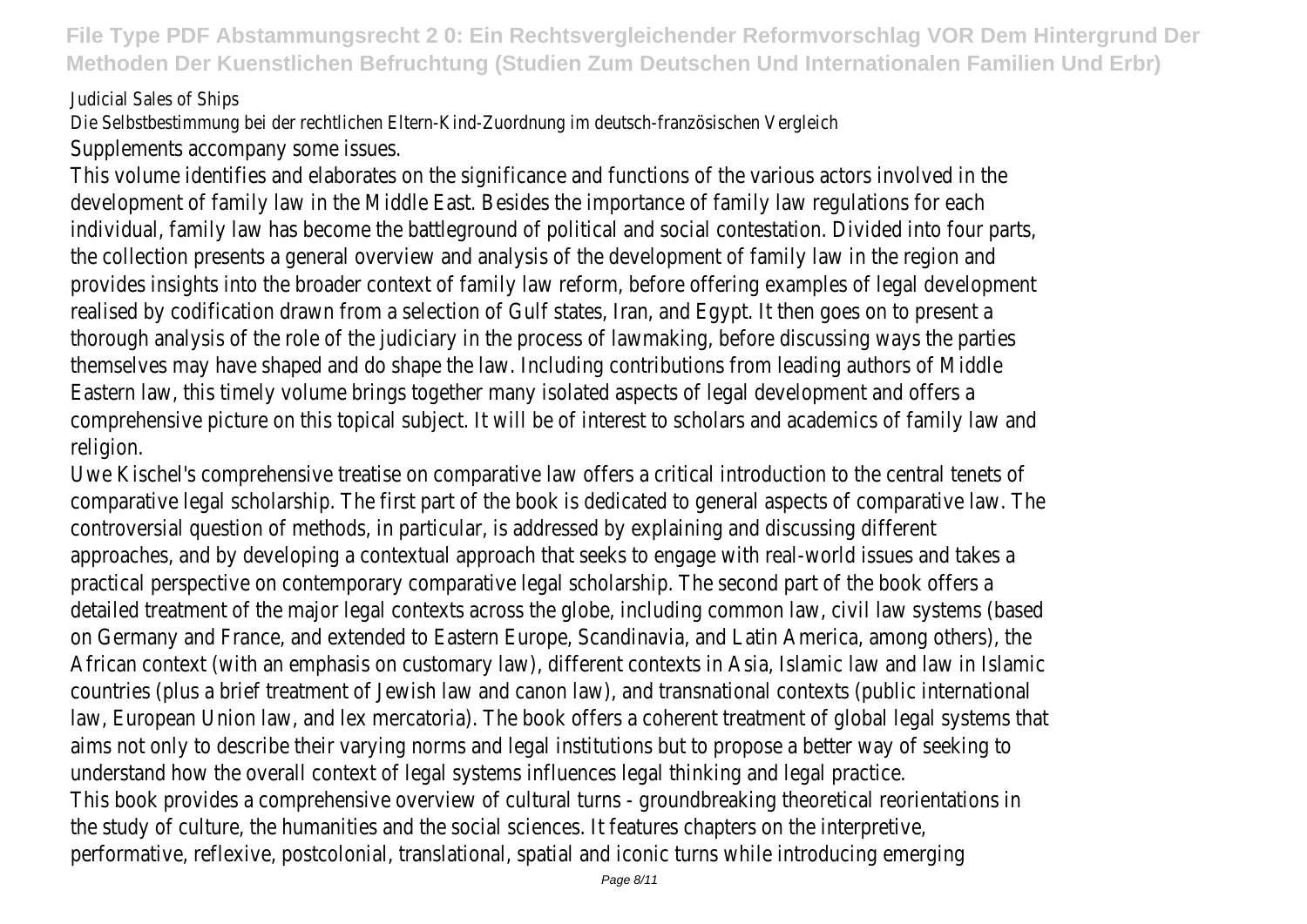Judicial Sales of Ships

Die Selbstbestimmung bei der rechtlichen Eltern-Kind-Zuordnung im deutsch-französischen Vergleich

Supplements accompany some issues.

This volume identifies and elaborates on the significance and functions of the various actors involved in the development of family law in the Middle East. Besides the importance of family law regulations for each individual, family law has become the battleground of political and social contestation. Divided into four parts, the collection presents a general overview and analysis of the development of family law in the region and provides insights into the broader context of family law reform, before offering examples of legal development realised by codification drawn from a selection of Gulf states, Iran, and Egypt. It then goes on to present a thorough analysis of the role of the judiciary in the process of lawmaking, before discussing ways the parties themselves may have shaped and do shape the law. Including contributions from leading authors of Middle Eastern law, this timely volume brings together many isolated aspects of legal development and offers a comprehensive picture on this topical subject. It will be of interest to scholars and academics of family law and religion.

Uwe Kischel's comprehensive treatise on comparative law offers a critical introduction to the central tenets of comparative legal scholarship. The first part of the book is dedicated to general aspects of comparative law. The controversial question of methods, in particular, is addressed by explaining and discussing different approaches, and by developing a contextual approach that seeks to engage with real-world issues and takes a practical perspective on contemporary comparative legal scholarship. The second part of the book offers a detailed treatment of the major legal contexts across the globe, including common law, civil law systems (based on Germany and France, and extended to Eastern Europe, Scandinavia, and Latin America, among others), the African context (with an emphasis on customary law), different contexts in Asia, Islamic law and law in Islamic countries (plus a brief treatment of Jewish law and canon law), and transnational contexts (public international law, European Union law, and lex mercatoria). The book offers a coherent treatment of global legal systems that aims not only to describe their varying norms and legal institutions but to propose a better way of seeking to understand how the overall context of legal systems influences legal thinking and legal practice.

This book provides a comprehensive overview of cultural turns - groundbreaking theoretical reorientations in the study of culture, the humanities and the social sciences. It features chapters on the interpretive, performative, reflexive, postcolonial, translational, spatial and iconic turns while introducing emerging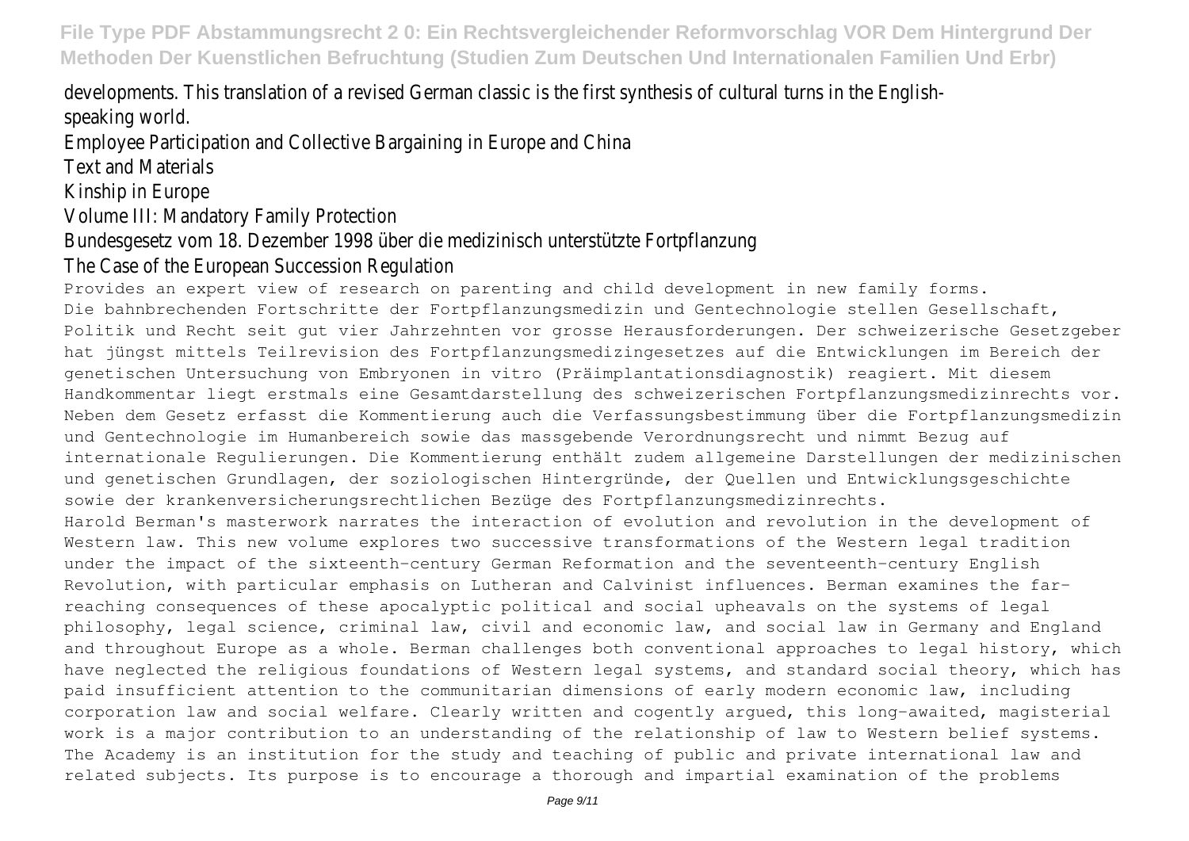developments. This translation of a revised German classic is the first synthesis of cultural turns in the English-speaking world.

Employee Participation and Collective Bargaining in Europe and China

Text and Materials

Kinship in Europe

Volume III: Mandatory Family Protection

Bundesgesetz vom 18. Dezember 1998 über die medizinisch unterstützte Fortpflanzung

The Case of the European Succession Regulation

Provides an expert view of research on parenting and child development in new family forms.

Die bahnbrechenden Fortschritte der Fortpflanzungsmedizin und Gentechnologie stellen Gesellschaft, Politik und Recht seit gut vier Jahrzehnten vor grosse Herausforderungen. Der schweizerische Gesetzgeber hat jüngst mittels Teilrevision des Fortpflanzungsmedizingesetzes auf die Entwicklungen im Bereich der genetischen Untersuchung von Embryonen in vitro (Präimplantationsdiagnostik) reagiert. Mit diesem Handkommentar liegt erstmals eine Gesamtdarstellung des schweizerischen Fortpflanzungsmedizinrechts vor. Neben dem Gesetz erfasst die Kommentierung auch die Verfassungsbestimmung über die Fortpflanzungsmedizin und Gentechnologie im Humanbereich sowie das massgebende Verordnungsrecht und nimmt Bezug auf internationale Regulierungen. Die Kommentierung enthält zudem allgemeine Darstellungen der medizinischen und genetischen Grundlagen, der soziologischen Hintergründe, der Quellen und Entwicklungsgeschichte sowie der krankenversicherungsrechtlichen Bezüge des Fortpflanzungsmedizinrechts.

Harold Berman's masterwork narrates the interaction of evolution and revolution in the development of Western law. This new volume explores two successive transformations of the Western legal tradition under the impact of the sixteenth-century German Reformation and the seventeenth-century English Revolution, with particular emphasis on Lutheran and Calvinist influences. Berman examines the far-reaching consequences of these apocalyptic political and social upheavals on the systems of legal philosophy, legal science, criminal law, civil and economic law, and social law in Germany and England and throughout Europe as a whole. Berman challenges both conventional approaches to legal history, which have neglected the religious foundations of Western legal systems, and standard social theory, which has paid insufficient attention to the communitarian dimensions of early modern economic law, including corporation law and social welfare. Clearly written and cogently argued, this long-awaited, magisterial work is a major contribution to an understanding of the relationship of law to Western belief systems.

The Academy is an institution for the study and teaching of public and private international law and related subjects. Its purpose is to encourage a thorough and impartial examination of the problems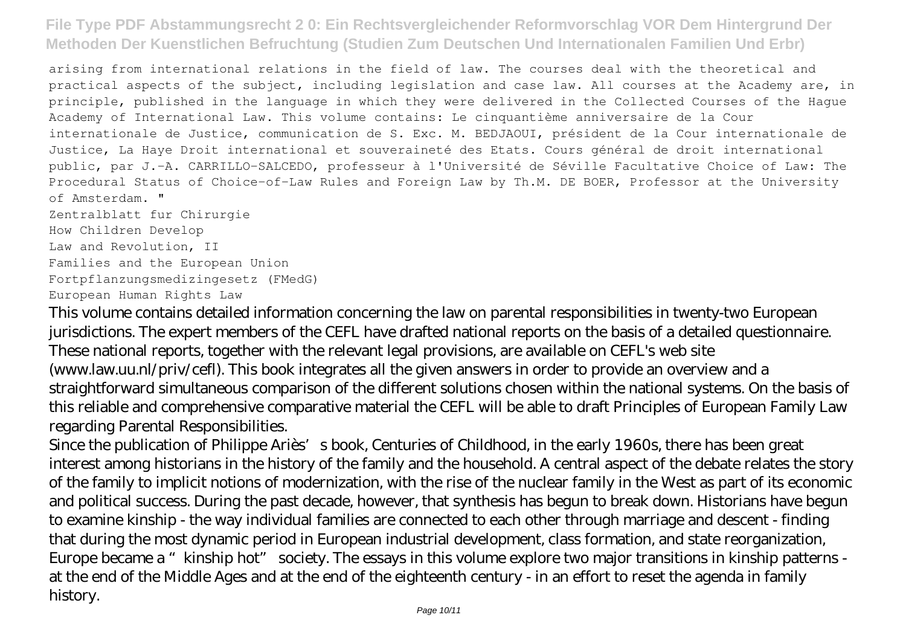arising from international relations in the field of law. The courses deal with the theoretical and practical aspects of the subject, including legislation and case law. All courses at the Academy are, in principle, published in the language in which they were delivered in the Collected Courses of the Hague Academy of International Law. This volume contains: Le cinquantième anniversaire de la Cour internationale de Justice, communication de S. Exc. M. BEDJAOUI, président de la Cour internationale de Justice, La Haye Droit international et souveraineté des Etats. Cours général de droit international public, par J.-A. CARRILLO-SALCEDO, professeur à l'Université de Séville Facultative Choice of Law: The Procedural Status of Choice-of-Law Rules and Foreign Law by Th.M. DE BOER, Professor at the University of Amsterdam. "

Zentralblatt fur Chirurgie
How Children Develop
Law and Revolution, II
Families and the European Union
Fortpflanzungsmedizingesetz (FMedG)
European Human Rights Law

This volume contains detailed information concerning the law on parental responsibilities in twenty-two European jurisdictions. The expert members of the CEFL have drafted national reports on the basis of a detailed questionnaire. These national reports, together with the relevant legal provisions, are available on CEFL's web site (www.law.uu.nl/priv/cefl). This book integrates all the given answers in order to provide an overview and a straightforward simultaneous comparison of the different solutions chosen within the national systems. On the basis of this reliable and comprehensive comparative material the CEFL will be able to draft Principles of European Family Law regarding Parental Responsibilities.

Since the publication of Philippe Ariès's book, Centuries of Childhood, in the early 1960s, there has been great interest among historians in the history of the family and the household. A central aspect of the debate relates the story of the family to implicit notions of modernization, with the rise of the nuclear family in the West as part of its economic and political success. During the past decade, however, that synthesis has begun to break down. Historians have begun to examine kinship - the way individual families are connected to each other through marriage and descent - finding that during the most dynamic period in European industrial development, class formation, and state reorganization, Europe became a "kinship hot" society. The essays in this volume explore two major transitions in kinship patterns - at the end of the Middle Ages and at the end of the eighteenth century - in an effort to reset the agenda in family history.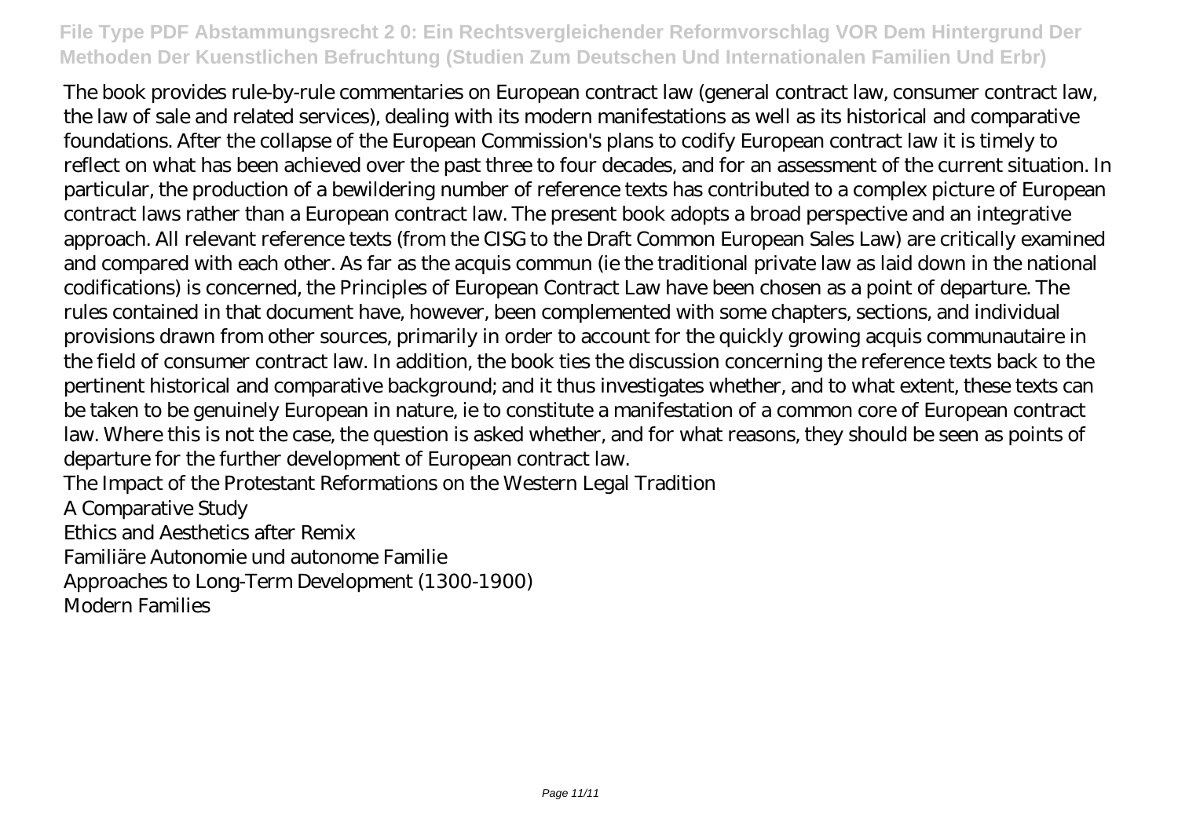The book provides rule-by-rule commentaries on European contract law (general contract law, consumer contract law, the law of sale and related services), dealing with its modern manifestations as well as its historical and comparative foundations. After the collapse of the European Commission's plans to codify European contract law it is timely to reflect on what has been achieved over the past three to four decades, and for an assessment of the current situation. In particular, the production of a bewildering number of reference texts has contributed to a complex picture of European contract laws rather than a European contract law. The present book adopts a broad perspective and an integrative approach. All relevant reference texts (from the CISG to the Draft Common European Sales Law) are critically examined and compared with each other. As far as the acquis commun (ie the traditional private law as laid down in the national codifications) is concerned, the Principles of European Contract Law have been chosen as a point of departure. The rules contained in that document have, however, been complemented with some chapters, sections, and individual provisions drawn from other sources, primarily in order to account for the quickly growing acquis communautaire in the field of consumer contract law. In addition, the book ties the discussion concerning the reference texts back to the pertinent historical and comparative background; and it thus investigates whether, and to what extent, these texts can be taken to be genuinely European in nature, ie to constitute a manifestation of a common core of European contract law. Where this is not the case, the question is asked whether, and for what reasons, they should be seen as points of departure for the further development of European contract law.

The Impact of the Protestant Reformations on the Western Legal Tradition

A Comparative Study

Ethics and Aesthetics after Remix

Familiäre Autonomie und autonome Familie

Approaches to Long-Term Development (1300-1900)

Modern Families